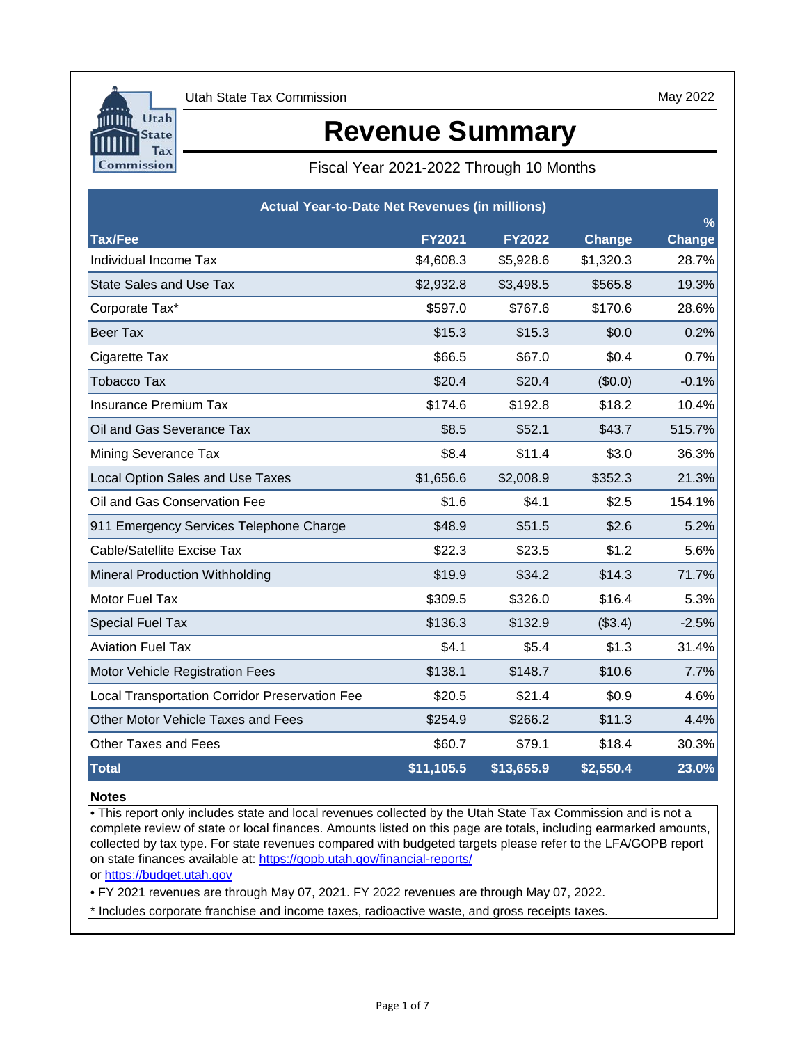Utah State Tax Commission

May 2022

# Revenue Summary

Fiscal Year 2021-2022 Through 10 Months

| Actual Year-to-Date Net Revenues (in millions) | | | | |
|---|---|---|---|---|
| **Tax/Fee** | **FY2021** | **FY2022** | **Change** | **% Change** |
| Individual Income Tax | $4,608.3 | $5,928.6 | $1,320.3 | 28.7% |
| State Sales and Use Tax | $2,932.8 | $3,498.5 | $565.8 | 19.3% |
| Corporate Tax* | $597.0 | $767.6 | $170.6 | 28.6% |
| Beer Tax | $15.3 | $15.3 | $0.0 | 0.2% |
| Cigarette Tax | $66.5 | $67.0 | $0.4 | 0.7% |
| Tobacco Tax | $20.4 | $20.4 | ($0.0) | -0.1% |
| Insurance Premium Tax | $174.6 | $192.8 | $18.2 | 10.4% |
| Oil and Gas Severance Tax | $8.5 | $52.1 | $43.7 | 515.7% |
| Mining Severance Tax | $8.4 | $11.4 | $3.0 | 36.3% |
| Local Option Sales and Use Taxes | $1,656.6 | $2,008.9 | $352.3 | 21.3% |
| Oil and Gas Conservation Fee | $1.6 | $4.1 | $2.5 | 154.1% |
| 911 Emergency Services Telephone Charge | $48.9 | $51.5 | $2.6 | 5.2% |
| Cable/Satellite Excise Tax | $22.3 | $23.5 | $1.2 | 5.6% |
| Mineral Production Withholding | $19.9 | $34.2 | $14.3 | 71.7% |
| Motor Fuel Tax | $309.5 | $326.0 | $16.4 | 5.3% |
| Special Fuel Tax | $136.3 | $132.9 | ($3.4) | -2.5% |
| Aviation Fuel Tax | $4.1 | $5.4 | $1.3 | 31.4% |
| Motor Vehicle Registration Fees | $138.1 | $148.7 | $10.6 | 7.7% |
| Local Transportation Corridor Preservation Fee | $20.5 | $21.4 | $0.9 | 4.6% |
| Other Motor Vehicle Taxes and Fees | $254.9 | $266.2 | $11.3 | 4.4% |
| Other Taxes and Fees | $60.7 | $79.1 | $18.4 | 30.3% |
| **Total** | **$11,105.5** | **$13,655.9** | **$2,550.4** | **23.0%** |

**Notes**

- This report only includes state and local revenues collected by the Utah State Tax Commission and is not a complete review of state or local finances. Amounts listed on this page are totals, including earmarked amounts, collected by tax type. For state revenues compared with budgeted targets please refer to the LFA/GOPB report on state finances available at: https://gopb.utah.gov/financial-reports/ or https://budget.utah.gov
- FY 2021 revenues are through May 07, 2021. FY 2022 revenues are through May 07, 2022.

\* Includes corporate franchise and income taxes, radioactive waste, and gross receipts taxes.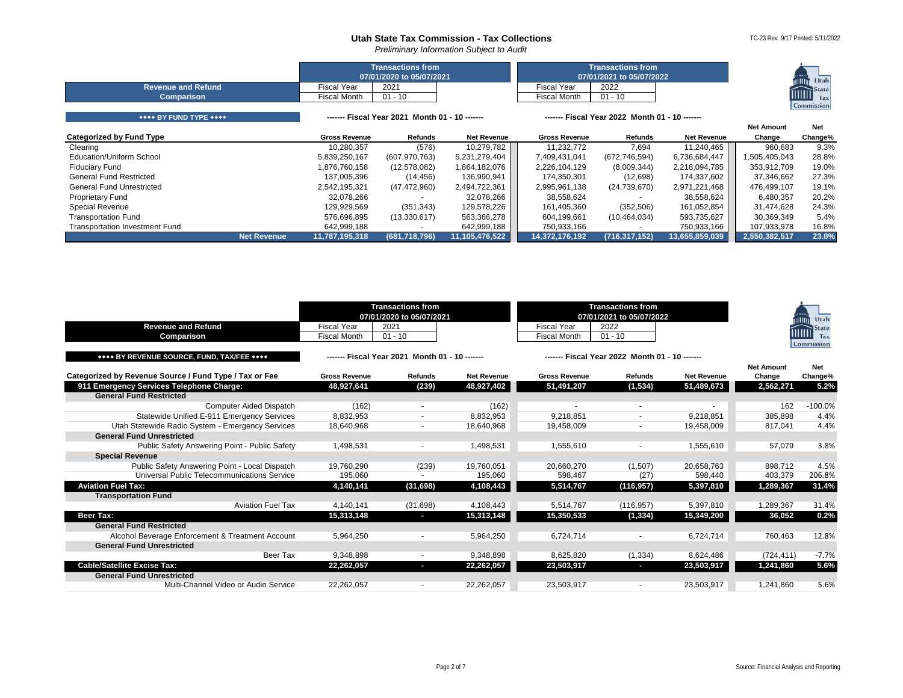# Utah State Tax Commission - Tax Collections

*Preliminary Information Subject to Audit*

TC-23 Rev. 9/17 Printed: 5/11/2022

| Revenue and Refund Comparison | Transactions from 07/01/2020 to 05/07/2021 | | Transactions from 07/01/2021 to 05/07/2022 | |
|---|---|---|---|---|
| | Fiscal Year | 2021 | Fiscal Year | 2022 |
| | Fiscal Month | 01 - 10 | Fiscal Month | 01 - 10 |

**•••• BY FUND TYPE ••••**

| Categorized by Fund Type | Gross Revenue (FY2021 Month 01 - 10) | Refunds (FY2021 Month 01 - 10) | Net Revenue (FY2021 Month 01 - 10) | Gross Revenue (FY2022 Month 01 - 10) | Refunds (FY2022 Month 01 - 10) | Net Revenue (FY2022 Month 01 - 10) | Net Amount Change | Net Change% |
|---|---|---|---|---|---|---|---|---|
| Clearing | 10,280,357 | (576) | 10,279,782 | 11,232,772 | 7,694 | 11,240,465 | 960,683 | 9.3% |
| Education/Uniform School | 5,839,250,167 | (607,970,763) | 5,231,279,404 | 7,409,431,041 | (672,746,594) | 6,736,684,447 | 1,505,405,043 | 28.8% |
| Fiduciary Fund | 1,876,760,158 | (12,578,082) | 1,864,182,076 | 2,226,104,129 | (8,009,344) | 2,218,094,785 | 353,912,709 | 19.0% |
| General Fund Restricted | 137,005,396 | (14,456) | 136,990,941 | 174,350,301 | (12,698) | 174,337,602 | 37,346,662 | 27.3% |
| General Fund Unrestricted | 2,542,195,321 | (47,472,960) | 2,494,722,361 | 2,995,961,138 | (24,739,670) | 2,971,221,468 | 476,499,107 | 19.1% |
| Proprietary Fund | 32,078,266 | - | 32,078,266 | 38,558,624 | - | 38,558,624 | 6,480,357 | 20.2% |
| Special Revenue | 129,929,569 | (351,343) | 129,578,226 | 161,405,360 | (352,506) | 161,052,854 | 31,474,628 | 24.3% |
| Transportation Fund | 576,696,895 | (13,330,617) | 563,366,278 | 604,199,661 | (10,464,034) | 593,735,627 | 30,369,349 | 5.4% |
| Transportation Investment Fund | 642,999,188 | - | 642,999,188 | 750,933,166 | - | 750,933,166 | 107,933,978 | 16.8% |
| **Net Revenue** | **11,787,195,318** | **(681,718,796)** | **11,105,476,522** | **14,372,176,192** | **(716,317,152)** | **13,655,859,039** | **2,550,382,517** | **23.0%** |

| Revenue and Refund Comparison | Transactions from 07/01/2020 to 05/07/2021 | | Transactions from 07/01/2021 to 05/07/2022 | |
|---|---|---|---|---|
| | Fiscal Year | 2021 | Fiscal Year | 2022 |
| | Fiscal Month | 01 - 10 | Fiscal Month | 01 - 10 |

**•••• BY REVENUE SOURCE, FUND, TAX/FEE ••••**

| Categorized by Revenue Source / Fund Type / Tax or Fee | Gross Revenue (FY2021 Month 01 - 10) | Refunds (FY2021 Month 01 - 10) | Net Revenue (FY2021 Month 01 - 10) | Gross Revenue (FY2022 Month 01 - 10) | Refunds (FY2022 Month 01 - 10) | Net Revenue (FY2022 Month 01 - 10) | Net Amount Change | Net Change% |
|---|---|---|---|---|---|---|---|---|
| **911 Emergency Services Telephone Charge:** | **48,927,641** | **(239)** | **48,927,402** | **51,491,207** | **(1,534)** | **51,489,673** | **2,562,271** | **5.2%** |
| **General Fund Restricted** | | | | | | | | |
| Computer Aided Dispatch | (162) | - | (162) | - | - | - | 162 | -100.0% |
| Statewide Unified E-911 Emergency Services | 8,832,953 | - | 8,832,953 | 9,218,851 | - | 9,218,851 | 385,898 | 4.4% |
| Utah Statewide Radio System - Emergency Services | 18,640,968 | - | 18,640,968 | 19,458,009 | - | 19,458,009 | 817,041 | 4.4% |
| **General Fund Unrestricted** | | | | | | | | |
| Public Safety Answering Point - Public Safety | 1,498,531 | - | 1,498,531 | 1,555,610 | - | 1,555,610 | 57,079 | 3.8% |
| **Special Revenue** | | | | | | | | |
| Public Safety Answering Point - Local Dispatch | 19,760,290 | (239) | 19,760,051 | 20,660,270 | (1,507) | 20,658,763 | 898,712 | 4.5% |
| Universal Public Telecommunications Service | 195,060 | - | 195,060 | 598,467 | (27) | 598,440 | 403,379 | 206.8% |
| **Aviation Fuel Tax:** | **4,140,141** | **(31,698)** | **4,108,443** | **5,514,767** | **(116,957)** | **5,397,810** | **1,289,367** | **31.4%** |
| **Transportation Fund** | | | | | | | | |
| Aviation Fuel Tax | 4,140,141 | (31,698) | 4,108,443 | 5,514,767 | (116,957) | 5,397,810 | 1,289,367 | 31.4% |
| **Beer Tax:** | **15,313,148** | **-** | **15,313,148** | **15,350,533** | **(1,334)** | **15,349,200** | **36,052** | **0.2%** |
| **General Fund Restricted** | | | | | | | | |
| Alcohol Beverage Enforcement & Treatment Account | 5,964,250 | - | 5,964,250 | 6,724,714 | - | 6,724,714 | 760,463 | 12.8% |
| **General Fund Unrestricted** | | | | | | | | |
| Beer Tax | 9,348,898 | - | 9,348,898 | 8,625,820 | (1,334) | 8,624,486 | (724,411) | -7.7% |
| **Cable/Satellite Excise Tax:** | **22,262,057** | **-** | **22,262,057** | **23,503,917** | **-** | **23,503,917** | **1,241,860** | **5.6%** |
| **General Fund Unrestricted** | | | | | | | | |
| Multi-Channel Video or Audio Service | 22,262,057 | - | 22,262,057 | 23,503,917 | - | 23,503,917 | 1,241,860 | 5.6% |

Source: Financial Analysis and Reporting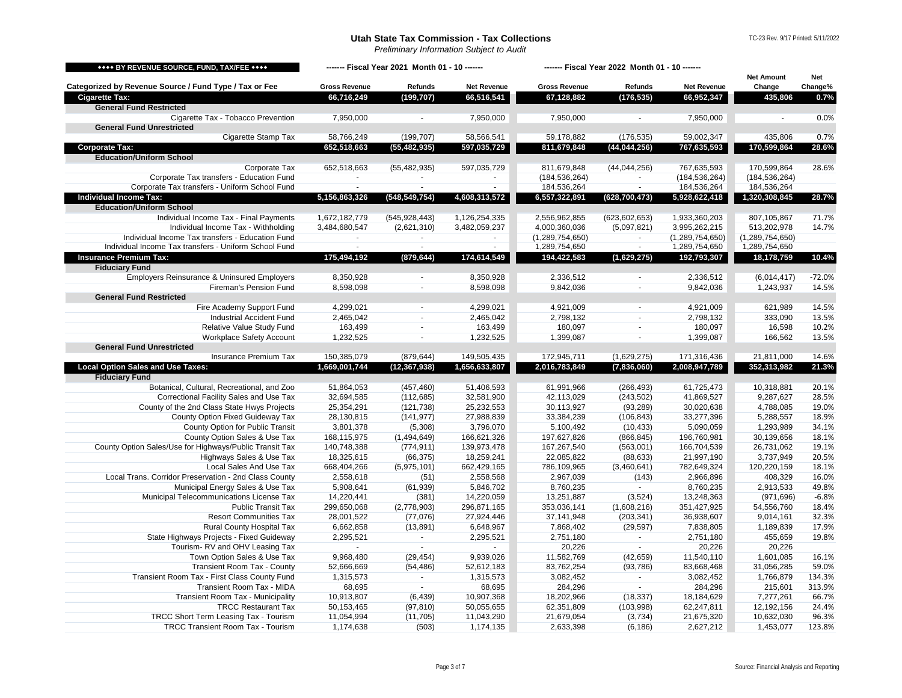# Utah State Tax Commission - Tax Collections

*Preliminary Information Subject to Audit*

TC-23 Rev. 9/17 Printed: 5/11/2022

| ◆◆◆◆ BY REVENUE SOURCE, FUND, TAX/FEE ◆◆◆◆ | ------- Fiscal Year 2021 Month 01 - 10 ------- | | | ------- Fiscal Year 2022 Month 01 - 10 ------- | | | | |
|---|---|---|---|---|---|---|---|---|
| Categorized by Revenue Source / Fund Type / Tax or Fee | Gross Revenue | Refunds | Net Revenue | Gross Revenue | Refunds | Net Revenue | Net Amount Change | Net Change% |
| **Cigarette Tax:** | **66,716,249** | **(199,707)** | **66,516,541** | **67,128,882** | **(176,535)** | **66,952,347** | **435,806** | **0.7%** |
| **General Fund Restricted** | | | | | | | | |
| Cigarette Tax - Tobacco Prevention | 7,950,000 | - | 7,950,000 | 7,950,000 | - | 7,950,000 | - | 0.0% |
| **General Fund Unrestricted** | | | | | | | | |
| Cigarette Stamp Tax | 58,766,249 | (199,707) | 58,566,541 | 59,178,882 | (176,535) | 59,002,347 | 435,806 | 0.7% |
| **Corporate Tax:** | **652,518,663** | **(55,482,935)** | **597,035,729** | **811,679,848** | **(44,044,256)** | **767,635,593** | **170,599,864** | **28.6%** |
| **Education/Uniform School** | | | | | | | | |
| Corporate Tax | 652,518,663 | (55,482,935) | 597,035,729 | 811,679,848 | (44,044,256) | 767,635,593 | 170,599,864 | 28.6% |
| Corporate Tax transfers - Education Fund | - | - | - | (184,536,264) | - | (184,536,264) | (184,536,264) | |
| Corporate Tax transfers - Uniform School Fund | - | - | - | 184,536,264 | - | 184,536,264 | 184,536,264 | |
| **Individual Income Tax:** | **5,156,863,326** | **(548,549,754)** | **4,608,313,572** | **6,557,322,891** | **(628,700,473)** | **5,928,622,418** | **1,320,308,845** | **28.7%** |
| **Education/Uniform School** | | | | | | | | |
| Individual Income Tax - Final Payments | 1,672,182,779 | (545,928,443) | 1,126,254,335 | 2,556,962,855 | (623,602,653) | 1,933,360,203 | 807,105,867 | 71.7% |
| Individual Income Tax - Withholding | 3,484,680,547 | (2,621,310) | 3,482,059,237 | 4,000,360,036 | (5,097,821) | 3,995,262,215 | 513,202,978 | 14.7% |
| Individual Income Tax transfers - Education Fund | - | - | - | (1,289,754,650) | - | (1,289,754,650) | (1,289,754,650) | |
| Individual Income Tax transfers - Uniform School Fund | - | - | - | 1,289,754,650 | - | 1,289,754,650 | 1,289,754,650 | |
| **Insurance Premium Tax:** | **175,494,192** | **(879,644)** | **174,614,549** | **194,422,583** | **(1,629,275)** | **192,793,307** | **18,178,759** | **10.4%** |
| **Fiduciary Fund** | | | | | | | | |
| Employers Reinsurance & Uninsured Employers | 8,350,928 | - | 8,350,928 | 2,336,512 | - | 2,336,512 | (6,014,417) | -72.0% |
| Fireman's Pension Fund | 8,598,098 | - | 8,598,098 | 9,842,036 | - | 9,842,036 | 1,243,937 | 14.5% |
| **General Fund Restricted** | | | | | | | | |
| Fire Academy Support Fund | 4,299,021 | - | 4,299,021 | 4,921,009 | - | 4,921,009 | 621,989 | 14.5% |
| Industrial Accident Fund | 2,465,042 | - | 2,465,042 | 2,798,132 | - | 2,798,132 | 333,090 | 13.5% |
| Relative Value Study Fund | 163,499 | - | 163,499 | 180,097 | - | 180,097 | 16,598 | 10.2% |
| Workplace Safety Account | 1,232,525 | - | 1,232,525 | 1,399,087 | - | 1,399,087 | 166,562 | 13.5% |
| **General Fund Unrestricted** | | | | | | | | |
| Insurance Premium Tax | 150,385,079 | (879,644) | 149,505,435 | 172,945,711 | (1,629,275) | 171,316,436 | 21,811,000 | 14.6% |
| **Local Option Sales and Use Taxes:** | **1,669,001,744** | **(12,367,938)** | **1,656,633,807** | **2,016,783,849** | **(7,836,060)** | **2,008,947,789** | **352,313,982** | **21.3%** |
| **Fiduciary Fund** | | | | | | | | |
| Botanical, Cultural, Recreational, and Zoo | 51,864,053 | (457,460) | 51,406,593 | 61,991,966 | (266,493) | 61,725,473 | 10,318,881 | 20.1% |
| Correctional Facility Sales and Use Tax | 32,694,585 | (112,685) | 32,581,900 | 42,113,029 | (243,502) | 41,869,527 | 9,287,627 | 28.5% |
| County of the 2nd Class State Hwys Projects | 25,354,291 | (121,738) | 25,232,553 | 30,113,927 | (93,289) | 30,020,638 | 4,788,085 | 19.0% |
| County Option Fixed Guideway Tax | 28,130,815 | (141,977) | 27,988,839 | 33,384,239 | (106,843) | 33,277,396 | 5,288,557 | 18.9% |
| County Option for Public Transit | 3,801,378 | (5,308) | 3,796,070 | 5,100,492 | (10,433) | 5,090,059 | 1,293,989 | 34.1% |
| County Option Sales & Use Tax | 168,115,975 | (1,494,649) | 166,621,326 | 197,627,826 | (866,845) | 196,760,981 | 30,139,656 | 18.1% |
| County Option Sales/Use for Highways/Public Transit Tax | 140,748,388 | (774,911) | 139,973,478 | 167,267,540 | (563,001) | 166,704,539 | 26,731,062 | 19.1% |
| Highways Sales & Use Tax | 18,325,615 | (66,375) | 18,259,241 | 22,085,822 | (88,633) | 21,997,190 | 3,737,949 | 20.5% |
| Local Sales And Use Tax | 668,404,266 | (5,975,101) | 662,429,165 | 786,109,965 | (3,460,641) | 782,649,324 | 120,220,159 | 18.1% |
| Local Trans. Corridor Preservation - 2nd Class County | 2,558,618 | (51) | 2,558,568 | 2,967,039 | (143) | 2,966,896 | 408,329 | 16.0% |
| Municipal Energy Sales & Use Tax | 5,908,641 | (61,939) | 5,846,702 | 8,760,235 | - | 8,760,235 | 2,913,533 | 49.8% |
| Municipal Telecommunications License Tax | 14,220,441 | (381) | 14,220,059 | 13,251,887 | (3,524) | 13,248,363 | (971,696) | -6.8% |
| Public Transit Tax | 299,650,068 | (2,778,903) | 296,871,165 | 353,036,141 | (1,608,216) | 351,427,925 | 54,556,760 | 18.4% |
| Resort Communities Tax | 28,001,522 | (77,076) | 27,924,446 | 37,141,948 | (203,341) | 36,938,607 | 9,014,161 | 32.3% |
| Rural County Hospital Tax | 6,662,858 | (13,891) | 6,648,967 | 7,868,402 | (29,597) | 7,838,805 | 1,189,839 | 17.9% |
| State Highways Projects - Fixed Guideway | 2,295,521 | - | 2,295,521 | 2,751,180 | - | 2,751,180 | 455,659 | 19.8% |
| Tourism- RV and OHV Leasing Tax | - | - | - | 20,226 | - | 20,226 | 20,226 | |
| Town Option Sales & Use Tax | 9,968,480 | (29,454) | 9,939,026 | 11,582,769 | (42,659) | 11,540,110 | 1,601,085 | 16.1% |
| Transient Room Tax - County | 52,666,669 | (54,486) | 52,612,183 | 83,762,254 | (93,786) | 83,668,468 | 31,056,285 | 59.0% |
| Transient Room Tax - First Class County Fund | 1,315,573 | - | 1,315,573 | 3,082,452 | - | 3,082,452 | 1,766,879 | 134.3% |
| Transient Room Tax - MIDA | 68,695 | - | 68,695 | 284,296 | - | 284,296 | 215,601 | 313.9% |
| Transient Room Tax - Municipality | 10,913,807 | (6,439) | 10,907,368 | 18,202,966 | (18,337) | 18,184,629 | 7,277,261 | 66.7% |
| TRCC Restaurant Tax | 50,153,465 | (97,810) | 50,055,655 | 62,351,809 | (103,998) | 62,247,811 | 12,192,156 | 24.4% |
| TRCC Short Term Leasing Tax - Tourism | 11,054,994 | (11,705) | 11,043,290 | 21,679,054 | (3,734) | 21,675,320 | 10,632,030 | 96.3% |
| TRCC Transient Room Tax - Tourism | 1,174,638 | (503) | 1,174,135 | 2,633,398 | (6,186) | 2,627,212 | 1,453,077 | 123.8% |

Source: Financial Analysis and Reporting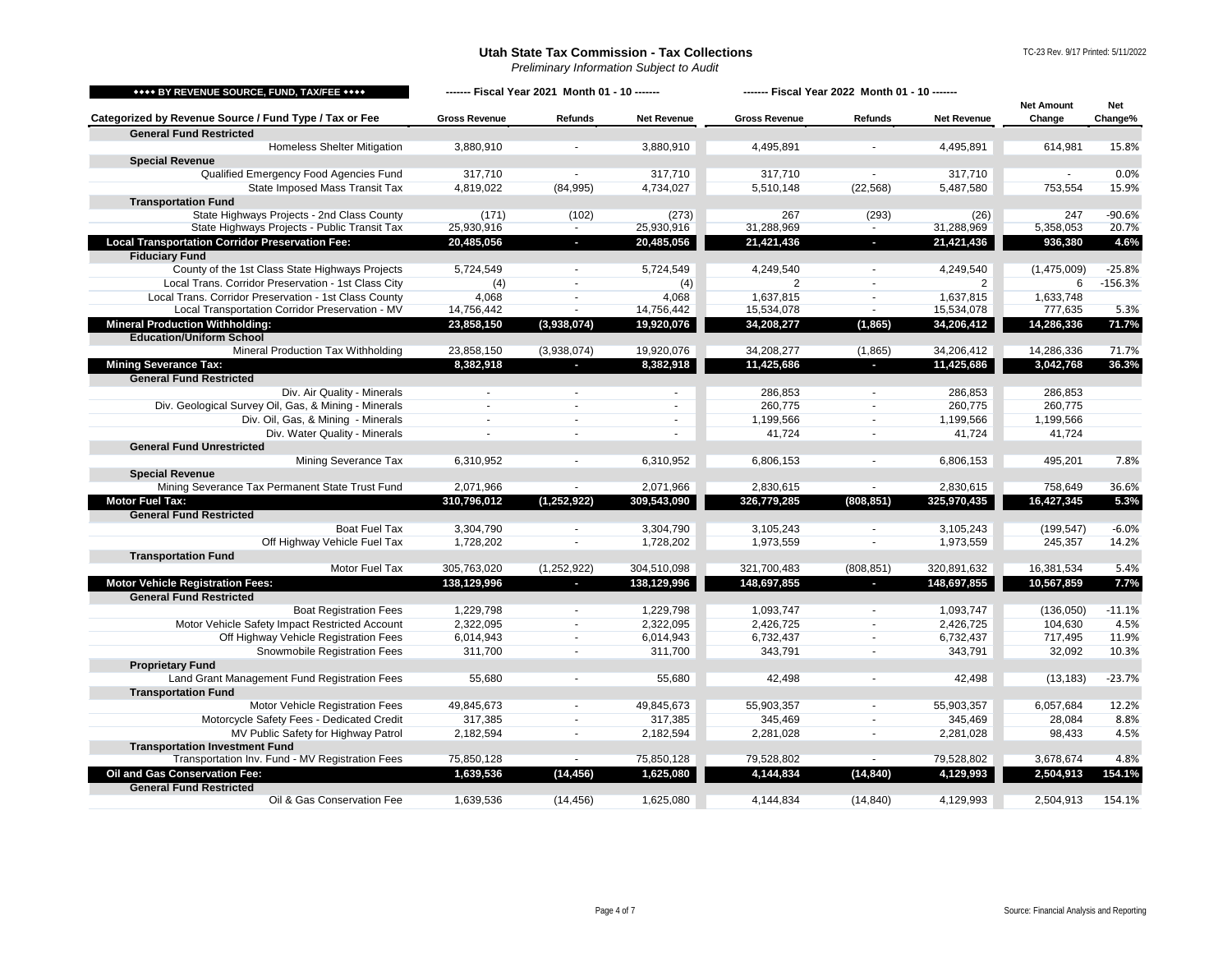## Utah State Tax Commission - Tax Collections

*Preliminary Information Subject to Audit*

TC-23 Rev. 9/17 Printed: 5/11/2022

| **** BY REVENUE SOURCE, FUND, TAX/FEE **** | ------- Fiscal Year 2021 Month 01 - 10 ------- | | | ------- Fiscal Year 2022 Month 01 - 10 ------- | | | | |
|---|---|---|---|---|---|---|---|---|
| Categorized by Revenue Source / Fund Type / Tax or Fee | Gross Revenue | Refunds | Net Revenue | Gross Revenue | Refunds | Net Revenue | Net Amount Change | Net Change% |
| **General Fund Restricted** | | | | | | | | |
| Homeless Shelter Mitigation | 3,880,910 | - | 3,880,910 | 4,495,891 | - | 4,495,891 | 614,981 | 15.8% |
| **Special Revenue** | | | | | | | | |
| Qualified Emergency Food Agencies Fund | 317,710 | - | 317,710 | 317,710 | - | 317,710 | - | 0.0% |
| State Imposed Mass Transit Tax | 4,819,022 | (84,995) | 4,734,027 | 5,510,148 | (22,568) | 5,487,580 | 753,554 | 15.9% |
| **Transportation Fund** | | | | | | | | |
| State Highways Projects - 2nd Class County | (171) | (102) | (273) | 267 | (293) | (26) | 247 | -90.6% |
| State Highways Projects - Public Transit Tax | 25,930,916 | - | 25,930,916 | 31,288,969 | - | 31,288,969 | 5,358,053 | 20.7% |
| **Local Transportation Corridor Preservation Fee:** | **20,485,056** | **-** | **20,485,056** | **21,421,436** | **-** | **21,421,436** | **936,380** | **4.6%** |
| **Fiduciary Fund** | | | | | | | | |
| County of the 1st Class State Highways Projects | 5,724,549 | - | 5,724,549 | 4,249,540 | - | 4,249,540 | (1,475,009) | -25.8% |
| Local Trans. Corridor Preservation - 1st Class City | (4) | - | (4) | 2 | - | 2 | 6 | -156.3% |
| Local Trans. Corridor Preservation - 1st Class County | 4,068 | - | 4,068 | 1,637,815 | - | 1,637,815 | 1,633,748 | |
| Local Transportation Corridor Preservation - MV | 14,756,442 | - | 14,756,442 | 15,534,078 | - | 15,534,078 | 777,635 | 5.3% |
| **Mineral Production Withholding:** | **23,858,150** | **(3,938,074)** | **19,920,076** | **34,208,277** | **(1,865)** | **34,206,412** | **14,286,336** | **71.7%** |
| **Education/Uniform School** | | | | | | | | |
| Mineral Production Tax Withholding | 23,858,150 | (3,938,074) | 19,920,076 | 34,208,277 | (1,865) | 34,206,412 | 14,286,336 | 71.7% |
| **Mining Severance Tax:** | **8,382,918** | **-** | **8,382,918** | **11,425,686** | **-** | **11,425,686** | **3,042,768** | **36.3%** |
| **General Fund Restricted** | | | | | | | | |
| Div. Air Quality - Minerals | - | - | - | 286,853 | - | 286,853 | 286,853 | |
| Div. Geological Survey Oil, Gas, & Mining - Minerals | - | - | - | 260,775 | - | 260,775 | 260,775 | |
| Div. Oil, Gas, & Mining - Minerals | - | - | - | 1,199,566 | - | 1,199,566 | 1,199,566 | |
| Div. Water Quality - Minerals | - | - | - | 41,724 | - | 41,724 | 41,724 | |
| **General Fund Unrestricted** | | | | | | | | |
| Mining Severance Tax | 6,310,952 | - | 6,310,952 | 6,806,153 | - | 6,806,153 | 495,201 | 7.8% |
| **Special Revenue** | | | | | | | | |
| Mining Severance Tax Permanent State Trust Fund | 2,071,966 | - | 2,071,966 | 2,830,615 | - | 2,830,615 | 758,649 | 36.6% |
| **Motor Fuel Tax:** | **310,796,012** | **(1,252,922)** | **309,543,090** | **326,779,285** | **(808,851)** | **325,970,435** | **16,427,345** | **5.3%** |
| **General Fund Restricted** | | | | | | | | |
| Boat Fuel Tax | 3,304,790 | - | 3,304,790 | 3,105,243 | - | 3,105,243 | (199,547) | -6.0% |
| Off Highway Vehicle Fuel Tax | 1,728,202 | - | 1,728,202 | 1,973,559 | - | 1,973,559 | 245,357 | 14.2% |
| **Transportation Fund** | | | | | | | | |
| Motor Fuel Tax | 305,763,020 | (1,252,922) | 304,510,098 | 321,700,483 | (808,851) | 320,891,632 | 16,381,534 | 5.4% |
| **Motor Vehicle Registration Fees:** | **138,129,996** | **-** | **138,129,996** | **148,697,855** | **-** | **148,697,855** | **10,567,859** | **7.7%** |
| **General Fund Restricted** | | | | | | | | |
| Boat Registration Fees | 1,229,798 | - | 1,229,798 | 1,093,747 | - | 1,093,747 | (136,050) | -11.1% |
| Motor Vehicle Safety Impact Restricted Account | 2,322,095 | - | 2,322,095 | 2,426,725 | - | 2,426,725 | 104,630 | 4.5% |
| Off Highway Vehicle Registration Fees | 6,014,943 | - | 6,014,943 | 6,732,437 | - | 6,732,437 | 717,495 | 11.9% |
| Snowmobile Registration Fees | 311,700 | - | 311,700 | 343,791 | - | 343,791 | 32,092 | 10.3% |
| **Proprietary Fund** | | | | | | | | |
| Land Grant Management Fund Registration Fees | 55,680 | - | 55,680 | 42,498 | - | 42,498 | (13,183) | -23.7% |
| **Transportation Fund** | | | | | | | | |
| Motor Vehicle Registration Fees | 49,845,673 | - | 49,845,673 | 55,903,357 | - | 55,903,357 | 6,057,684 | 12.2% |
| Motorcycle Safety Fees - Dedicated Credit | 317,385 | - | 317,385 | 345,469 | - | 345,469 | 28,084 | 8.8% |
| MV Public Safety for Highway Patrol | 2,182,594 | - | 2,182,594 | 2,281,028 | - | 2,281,028 | 98,433 | 4.5% |
| **Transportation Investment Fund** | | | | | | | | |
| Transportation Inv. Fund - MV Registration Fees | 75,850,128 | - | 75,850,128 | 79,528,802 | - | 79,528,802 | 3,678,674 | 4.8% |
| **Oil and Gas Conservation Fee:** | **1,639,536** | **(14,456)** | **1,625,080** | **4,144,834** | **(14,840)** | **4,129,993** | **2,504,913** | **154.1%** |
| **General Fund Restricted** | | | | | | | | |
| Oil & Gas Conservation Fee | 1,639,536 | (14,456) | 1,625,080 | 4,144,834 | (14,840) | 4,129,993 | 2,504,913 | 154.1% |

Source: Financial Analysis and Reporting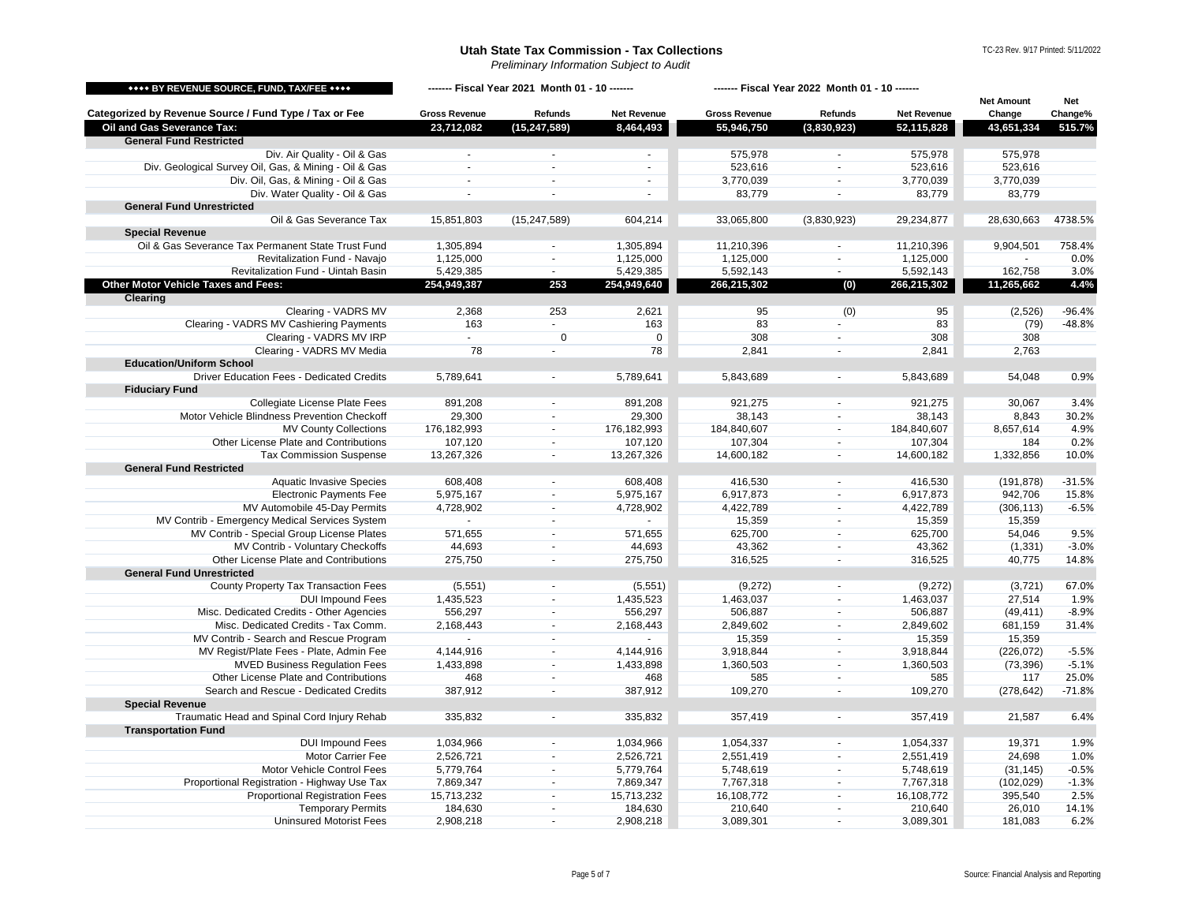# Utah State Tax Commission - Tax Collections

*Preliminary Information Subject to Audit*

| ◆◆◆◆ BY REVENUE SOURCE, FUND, TAX/FEE ◆◆◆◆ | ------- Fiscal Year 2021 Month 01 - 10 ------- | | | ------- Fiscal Year 2022 Month 01 - 10 ------- | | | | |
|---|---|---|---|---|---|---|---|---|
| Categorized by Revenue Source / Fund Type / Tax or Fee | Gross Revenue | Refunds | Net Revenue | Gross Revenue | Refunds | Net Revenue | Net Amount Change | Net Change% |
| **Oil and Gas Severance Tax:** | **23,712,082** | **(15,247,589)** | **8,464,493** | **55,946,750** | **(3,830,923)** | **52,115,828** | **43,651,334** | **515.7%** |
| **General Fund Restricted** | | | | | | | | |
| Div. Air Quality - Oil & Gas | - | - | - | 575,978 | - | 575,978 | 575,978 | |
| Div. Geological Survey Oil, Gas, & Mining - Oil & Gas | - | - | - | 523,616 | - | 523,616 | 523,616 | |
| Div. Oil, Gas, & Mining - Oil & Gas | - | - | - | 3,770,039 | - | 3,770,039 | 3,770,039 | |
| Div. Water Quality - Oil & Gas | - | - | - | 83,779 | - | 83,779 | 83,779 | |
| **General Fund Unrestricted** | | | | | | | | |
| Oil & Gas Severance Tax | 15,851,803 | (15,247,589) | 604,214 | 33,065,800 | (3,830,923) | 29,234,877 | 28,630,663 | 4738.5% |
| **Special Revenue** | | | | | | | | |
| Oil & Gas Severance Tax Permanent State Trust Fund | 1,305,894 | - | 1,305,894 | 11,210,396 | - | 11,210,396 | 9,904,501 | 758.4% |
| Revitalization Fund - Navajo | 1,125,000 | - | 1,125,000 | 1,125,000 | - | 1,125,000 | - | 0.0% |
| Revitalization Fund - Uintah Basin | 5,429,385 | - | 5,429,385 | 5,592,143 | - | 5,592,143 | 162,758 | 3.0% |
| **Other Motor Vehicle Taxes and Fees:** | **254,949,387** | **253** | **254,949,640** | **266,215,302** | **(0)** | **266,215,302** | **11,265,662** | **4.4%** |
| **Clearing** | | | | | | | | |
| Clearing - VADRS MV | 2,368 | 253 | 2,621 | 95 | (0) | 95 | (2,526) | -96.4% |
| Clearing - VADRS MV Cashiering Payments | 163 | - | 163 | 83 | - | 83 | (79) | -48.8% |
| Clearing - VADRS MV IRP | - | 0 | 0 | 308 | - | 308 | 308 | |
| Clearing - VADRS MV Media | 78 | - | 78 | 2,841 | - | 2,841 | 2,763 | |
| **Education/Uniform School** | | | | | | | | |
| Driver Education Fees - Dedicated Credits | 5,789,641 | - | 5,789,641 | 5,843,689 | - | 5,843,689 | 54,048 | 0.9% |
| **Fiduciary Fund** | | | | | | | | |
| Collegiate License Plate Fees | 891,208 | - | 891,208 | 921,275 | - | 921,275 | 30,067 | 3.4% |
| Motor Vehicle Blindness Prevention Checkoff | 29,300 | - | 29,300 | 38,143 | - | 38,143 | 8,843 | 30.2% |
| MV County Collections | 176,182,993 | - | 176,182,993 | 184,840,607 | - | 184,840,607 | 8,657,614 | 4.9% |
| Other License Plate and Contributions | 107,120 | - | 107,120 | 107,304 | - | 107,304 | 184 | 0.2% |
| Tax Commission Suspense | 13,267,326 | - | 13,267,326 | 14,600,182 | - | 14,600,182 | 1,332,856 | 10.0% |
| **General Fund Restricted** | | | | | | | | |
| Aquatic Invasive Species | 608,408 | - | 608,408 | 416,530 | - | 416,530 | (191,878) | -31.5% |
| Electronic Payments Fee | 5,975,167 | - | 5,975,167 | 6,917,873 | - | 6,917,873 | 942,706 | 15.8% |
| MV Automobile 45-Day Permits | 4,728,902 | - | 4,728,902 | 4,422,789 | - | 4,422,789 | (306,113) | -6.5% |
| MV Contrib - Emergency Medical Services System | - | - | - | 15,359 | - | 15,359 | 15,359 | |
| MV Contrib - Special Group License Plates | 571,655 | - | 571,655 | 625,700 | - | 625,700 | 54,046 | 9.5% |
| MV Contrib - Voluntary Checkoffs | 44,693 | - | 44,693 | 43,362 | - | 43,362 | (1,331) | -3.0% |
| Other License Plate and Contributions | 275,750 | - | 275,750 | 316,525 | - | 316,525 | 40,775 | 14.8% |
| **General Fund Unrestricted** | | | | | | | | |
| County Property Tax Transaction Fees | (5,551) | - | (5,551) | (9,272) | - | (9,272) | (3,721) | 67.0% |
| DUI Impound Fees | 1,435,523 | - | 1,435,523 | 1,463,037 | - | 1,463,037 | 27,514 | 1.9% |
| Misc. Dedicated Credits - Other Agencies | 556,297 | - | 556,297 | 506,887 | - | 506,887 | (49,411) | -8.9% |
| Misc. Dedicated Credits - Tax Comm. | 2,168,443 | - | 2,168,443 | 2,849,602 | - | 2,849,602 | 681,159 | 31.4% |
| MV Contrib - Search and Rescue Program | - | - | - | 15,359 | - | 15,359 | 15,359 | |
| MV Regist/Plate Fees - Plate, Admin Fee | 4,144,916 | - | 4,144,916 | 3,918,844 | - | 3,918,844 | (226,072) | -5.5% |
| MVED Business Regulation Fees | 1,433,898 | - | 1,433,898 | 1,360,503 | - | 1,360,503 | (73,396) | -5.1% |
| Other License Plate and Contributions | 468 | - | 468 | 585 | - | 585 | 117 | 25.0% |
| Search and Rescue - Dedicated Credits | 387,912 | - | 387,912 | 109,270 | - | 109,270 | (278,642) | -71.8% |
| **Special Revenue** | | | | | | | | |
| Traumatic Head and Spinal Cord Injury Rehab | 335,832 | - | 335,832 | 357,419 | - | 357,419 | 21,587 | 6.4% |
| **Transportation Fund** | | | | | | | | |
| DUI Impound Fees | 1,034,966 | - | 1,034,966 | 1,054,337 | - | 1,054,337 | 19,371 | 1.9% |
| Motor Carrier Fee | 2,526,721 | - | 2,526,721 | 2,551,419 | - | 2,551,419 | 24,698 | 1.0% |
| Motor Vehicle Control Fees | 5,779,764 | - | 5,779,764 | 5,748,619 | - | 5,748,619 | (31,145) | -0.5% |
| Proportional Registration - Highway Use Tax | 7,869,347 | - | 7,869,347 | 7,767,318 | - | 7,767,318 | (102,029) | -1.3% |
| Proportional Registration Fees | 15,713,232 | - | 15,713,232 | 16,108,772 | - | 16,108,772 | 395,540 | 2.5% |
| Temporary Permits | 184,630 | - | 184,630 | 210,640 | - | 210,640 | 26,010 | 14.1% |
| Uninsured Motorist Fees | 2,908,218 | - | 2,908,218 | 3,089,301 | - | 3,089,301 | 181,083 | 6.2% |

Source: Financial Analysis and Reporting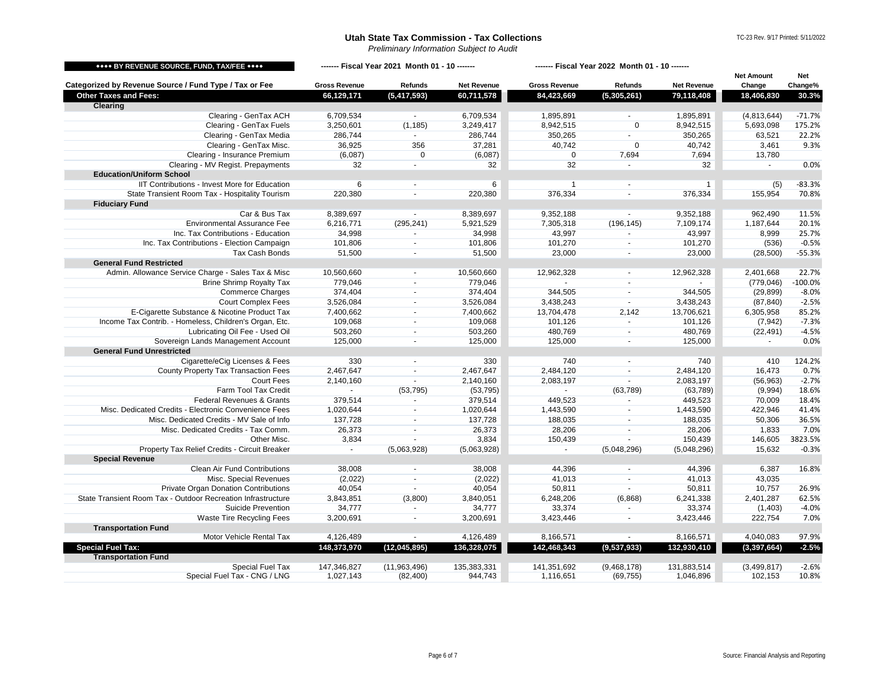# Utah State Tax Commission - Tax Collections

*Preliminary Information Subject to Audit*

| ♦♦♦♦ BY REVENUE SOURCE, FUND, TAX/FEE ♦♦♦♦ | ------- Fiscal Year 2021 Month 01 - 10 ------- | | | ------- Fiscal Year 2022 Month 01 - 10 ------- | | | | |
|---|---|---|---|---|---|---|---|---|
| Categorized by Revenue Source / Fund Type / Tax or Fee | Gross Revenue | Refunds | Net Revenue | Gross Revenue | Refunds | Net Revenue | Net Amount Change | Net Change% |
| **Other Taxes and Fees:** | **66,129,171** | **(5,417,593)** | **60,711,578** | **84,423,669** | **(5,305,261)** | **79,118,408** | **18,406,830** | **30.3%** |
| **Clearing** | | | | | | | | |
| Clearing - GenTax ACH | 6,709,534 | - | 6,709,534 | 1,895,891 | - | 1,895,891 | (4,813,644) | -71.7% |
| Clearing - GenTax Fuels | 3,250,601 | (1,185) | 3,249,417 | 8,942,515 | 0 | 8,942,515 | 5,693,098 | 175.2% |
| Clearing - GenTax Media | 286,744 | - | 286,744 | 350,265 | - | 350,265 | 63,521 | 22.2% |
| Clearing - GenTax Misc. | 36,925 | 356 | 37,281 | 40,742 | 0 | 40,742 | 3,461 | 9.3% |
| Clearing - Insurance Premium | (6,087) | 0 | (6,087) | 0 | 7,694 | 7,694 | 13,780 | |
| Clearing - MV Regist. Prepayments | 32 | - | 32 | 32 | - | 32 | - | 0.0% |
| **Education/Uniform School** | | | | | | | | |
| IIT Contributions - Invest More for Education | 6 | - | 6 | 1 | - | 1 | (5) | -83.3% |
| State Transient Room Tax - Hospitality Tourism | 220,380 | - | 220,380 | 376,334 | - | 376,334 | 155,954 | 70.8% |
| **Fiduciary Fund** | | | | | | | | |
| Car & Bus Tax | 8,389,697 | - | 8,389,697 | 9,352,188 | - | 9,352,188 | 962,490 | 11.5% |
| Environmental Assurance Fee | 6,216,771 | (295,241) | 5,921,529 | 7,305,318 | (196,145) | 7,109,174 | 1,187,644 | 20.1% |
| Inc. Tax Contributions - Education | 34,998 | - | 34,998 | 43,997 | - | 43,997 | 8,999 | 25.7% |
| Inc. Tax Contributions - Election Campaign | 101,806 | - | 101,806 | 101,270 | - | 101,270 | (536) | -0.5% |
| Tax Cash Bonds | 51,500 | - | 51,500 | 23,000 | - | 23,000 | (28,500) | -55.3% |
| **General Fund Restricted** | | | | | | | | |
| Admin. Allowance Service Charge - Sales Tax & Misc | 10,560,660 | - | 10,560,660 | 12,962,328 | - | 12,962,328 | 2,401,668 | 22.7% |
| Brine Shrimp Royalty Tax | 779,046 | - | 779,046 | - | - | - | (779,046) | -100.0% |
| Commerce Charges | 374,404 | - | 374,404 | 344,505 | - | 344,505 | (29,899) | -8.0% |
| Court Complex Fees | 3,526,084 | - | 3,526,084 | 3,438,243 | - | 3,438,243 | (87,840) | -2.5% |
| E-Cigarette Substance & Nicotine Product Tax | 7,400,662 | - | 7,400,662 | 13,704,478 | 2,142 | 13,706,621 | 6,305,958 | 85.2% |
| Income Tax Contrib. - Homeless, Children's Organ, Etc. | 109,068 | - | 109,068 | 101,126 | - | 101,126 | (7,942) | -7.3% |
| Lubricating Oil Fee - Used Oil | 503,260 | - | 503,260 | 480,769 | - | 480,769 | (22,491) | -4.5% |
| Sovereign Lands Management Account | 125,000 | - | 125,000 | 125,000 | - | 125,000 | - | 0.0% |
| **General Fund Unrestricted** | | | | | | | | |
| Cigarette/eCig Licenses & Fees | 330 | - | 330 | 740 | - | 740 | 410 | 124.2% |
| County Property Tax Transaction Fees | 2,467,647 | - | 2,467,647 | 2,484,120 | - | 2,484,120 | 16,473 | 0.7% |
| Court Fees | 2,140,160 | - | 2,140,160 | 2,083,197 | - | 2,083,197 | (56,963) | -2.7% |
| Farm Tool Tax Credit | - | (53,795) | (53,795) | - | (63,789) | (63,789) | (9,994) | 18.6% |
| Federal Revenues & Grants | 379,514 | - | 379,514 | 449,523 | - | 449,523 | 70,009 | 18.4% |
| Misc. Dedicated Credits - Electronic Convenience Fees | 1,020,644 | - | 1,020,644 | 1,443,590 | - | 1,443,590 | 422,946 | 41.4% |
| Misc. Dedicated Credits - MV Sale of Info | 137,728 | - | 137,728 | 188,035 | - | 188,035 | 50,306 | 36.5% |
| Misc. Dedicated Credits - Tax Comm. | 26,373 | - | 26,373 | 28,206 | - | 28,206 | 1,833 | 7.0% |
| Other Misc. | 3,834 | - | 3,834 | 150,439 | - | 150,439 | 146,605 | 3823.5% |
| Property Tax Relief Credits - Circuit Breaker | - | (5,063,928) | (5,063,928) | - | (5,048,296) | (5,048,296) | 15,632 | -0.3% |
| **Special Revenue** | | | | | | | | |
| Clean Air Fund Contributions | 38,008 | - | 38,008 | 44,396 | - | 44,396 | 6,387 | 16.8% |
| Misc. Special Revenues | (2,022) | - | (2,022) | 41,013 | - | 41,013 | 43,035 | |
| Private Organ Donation Contributions | 40,054 | - | 40,054 | 50,811 | - | 50,811 | 10,757 | 26.9% |
| State Transient Room Tax - Outdoor Recreation Infrastructure | 3,843,851 | (3,800) | 3,840,051 | 6,248,206 | (6,868) | 6,241,338 | 2,401,287 | 62.5% |
| Suicide Prevention | 34,777 | - | 34,777 | 33,374 | - | 33,374 | (1,403) | -4.0% |
| Waste Tire Recycling Fees | 3,200,691 | - | 3,200,691 | 3,423,446 | - | 3,423,446 | 222,754 | 7.0% |
| **Transportation Fund** | | | | | | | | |
| Motor Vehicle Rental Tax | 4,126,489 | - | 4,126,489 | 8,166,571 | - | 8,166,571 | 4,040,083 | 97.9% |
| **Special Fuel Tax:** | **148,373,970** | **(12,045,895)** | **136,328,075** | **142,468,343** | **(9,537,933)** | **132,930,410** | **(3,397,664)** | **-2.5%** |
| **Transportation Fund** | | | | | | | | |
| Special Fuel Tax | 147,346,827 | (11,963,496) | 135,383,331 | 141,351,692 | (9,468,178) | 131,883,514 | (3,499,817) | -2.6% |
| Special Fuel Tax - CNG / LNG | 1,027,143 | (82,400) | 944,743 | 1,116,651 | (69,755) | 1,046,896 | 102,153 | 10.8% |

Source: Financial Analysis and Reporting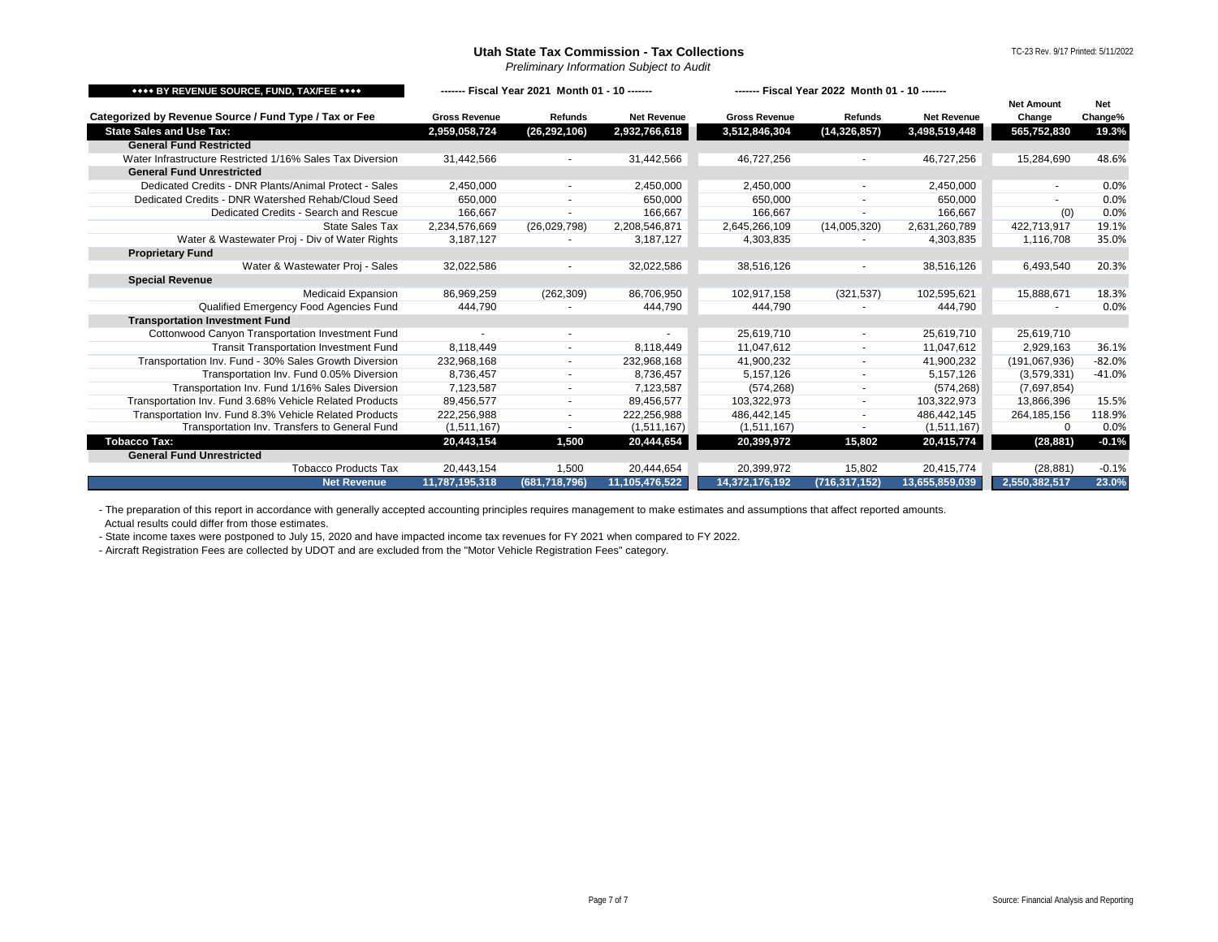# Utah State Tax Commission - Tax Collections

*Preliminary Information Subject to Audit*

TC-23 Rev. 9/17 Printed: 5/11/2022

| ◆◆◆◆ BY REVENUE SOURCE, FUND, TAX/FEE ◆◆◆◆ | ------- Fiscal Year 2021 Month 01 - 10 ------- | | | ------- Fiscal Year 2022 Month 01 - 10 ------- | | | | |
|---|---|---|---|---|---|---|---|---|
| **Categorized by Revenue Source / Fund Type / Tax or Fee** | **Gross Revenue** | **Refunds** | **Net Revenue** | **Gross Revenue** | **Refunds** | **Net Revenue** | **Net Amount Change** | **Net Change%** |
| **State Sales and Use Tax:** | **2,959,058,724** | **(26,292,106)** | **2,932,766,618** | **3,512,846,304** | **(14,326,857)** | **3,498,519,448** | **565,752,830** | **19.3%** |
| **General Fund Restricted** | | | | | | | | |
| Water Infrastructure Restricted 1/16% Sales Tax Diversion | 31,442,566 | - | 31,442,566 | 46,727,256 | - | 46,727,256 | 15,284,690 | 48.6% |
| **General Fund Unrestricted** | | | | | | | | |
| Dedicated Credits - DNR Plants/Animal Protect - Sales | 2,450,000 | - | 2,450,000 | 2,450,000 | - | 2,450,000 | - | 0.0% |
| Dedicated Credits - DNR Watershed Rehab/Cloud Seed | 650,000 | - | 650,000 | 650,000 | - | 650,000 | - | 0.0% |
| Dedicated Credits - Search and Rescue | 166,667 | - | 166,667 | 166,667 | - | 166,667 | (0) | 0.0% |
| State Sales Tax | 2,234,576,669 | (26,029,798) | 2,208,546,871 | 2,645,266,109 | (14,005,320) | 2,631,260,789 | 422,713,917 | 19.1% |
| Water & Wastewater Proj - Div of Water Rights | 3,187,127 | - | 3,187,127 | 4,303,835 | - | 4,303,835 | 1,116,708 | 35.0% |
| **Proprietary Fund** | | | | | | | | |
| Water & Wastewater Proj - Sales | 32,022,586 | - | 32,022,586 | 38,516,126 | - | 38,516,126 | 6,493,540 | 20.3% |
| **Special Revenue** | | | | | | | | |
| Medicaid Expansion | 86,969,259 | (262,309) | 86,706,950 | 102,917,158 | (321,537) | 102,595,621 | 15,888,671 | 18.3% |
| Qualified Emergency Food Agencies Fund | 444,790 | - | 444,790 | 444,790 | - | 444,790 | - | 0.0% |
| **Transportation Investment Fund** | | | | | | | | |
| Cottonwood Canyon Transportation Investment Fund | - | - | - | 25,619,710 | - | 25,619,710 | 25,619,710 | |
| Transit Transportation Investment Fund | 8,118,449 | - | 8,118,449 | 11,047,612 | - | 11,047,612 | 2,929,163 | 36.1% |
| Transportation Inv. Fund - 30% Sales Growth Diversion | 232,968,168 | - | 232,968,168 | 41,900,232 | - | 41,900,232 | (191,067,936) | -82.0% |
| Transportation Inv. Fund 0.05% Diversion | 8,736,457 | - | 8,736,457 | 5,157,126 | - | 5,157,126 | (3,579,331) | -41.0% |
| Transportation Inv. Fund 1/16% Sales Diversion | 7,123,587 | - | 7,123,587 | (574,268) | - | (574,268) | (7,697,854) | |
| Transportation Inv. Fund 3.68% Vehicle Related Products | 89,456,577 | - | 89,456,577 | 103,322,973 | - | 103,322,973 | 13,866,396 | 15.5% |
| Transportation Inv. Fund 8.3% Vehicle Related Products | 222,256,988 | - | 222,256,988 | 486,442,145 | - | 486,442,145 | 264,185,156 | 118.9% |
| Transportation Inv. Transfers to General Fund | (1,511,167) | - | (1,511,167) | (1,511,167) | - | (1,511,167) | 0 | 0.0% |
| **Tobacco Tax:** | **20,443,154** | **1,500** | **20,444,654** | **20,399,972** | **15,802** | **20,415,774** | **(28,881)** | **-0.1%** |
| **General Fund Unrestricted** | | | | | | | | |
| Tobacco Products Tax | 20,443,154 | 1,500 | 20,444,654 | 20,399,972 | 15,802 | 20,415,774 | (28,881) | -0.1% |
| **Net Revenue** | **11,787,195,318** | **(681,718,796)** | **11,105,476,522** | **14,372,176,192** | **(716,317,152)** | **13,655,859,039** | **2,550,382,517** | **23.0%** |

- The preparation of this report in accordance with generally accepted accounting principles requires management to make estimates and assumptions that affect reported amounts. Actual results could differ from those estimates.
- State income taxes were postponed to July 15, 2020 and have impacted income tax revenues for FY 2021 when compared to FY 2022.
- Aircraft Registration Fees are collected by UDOT and are excluded from the "Motor Vehicle Registration Fees" category.

Source: Financial Analysis and Reporting